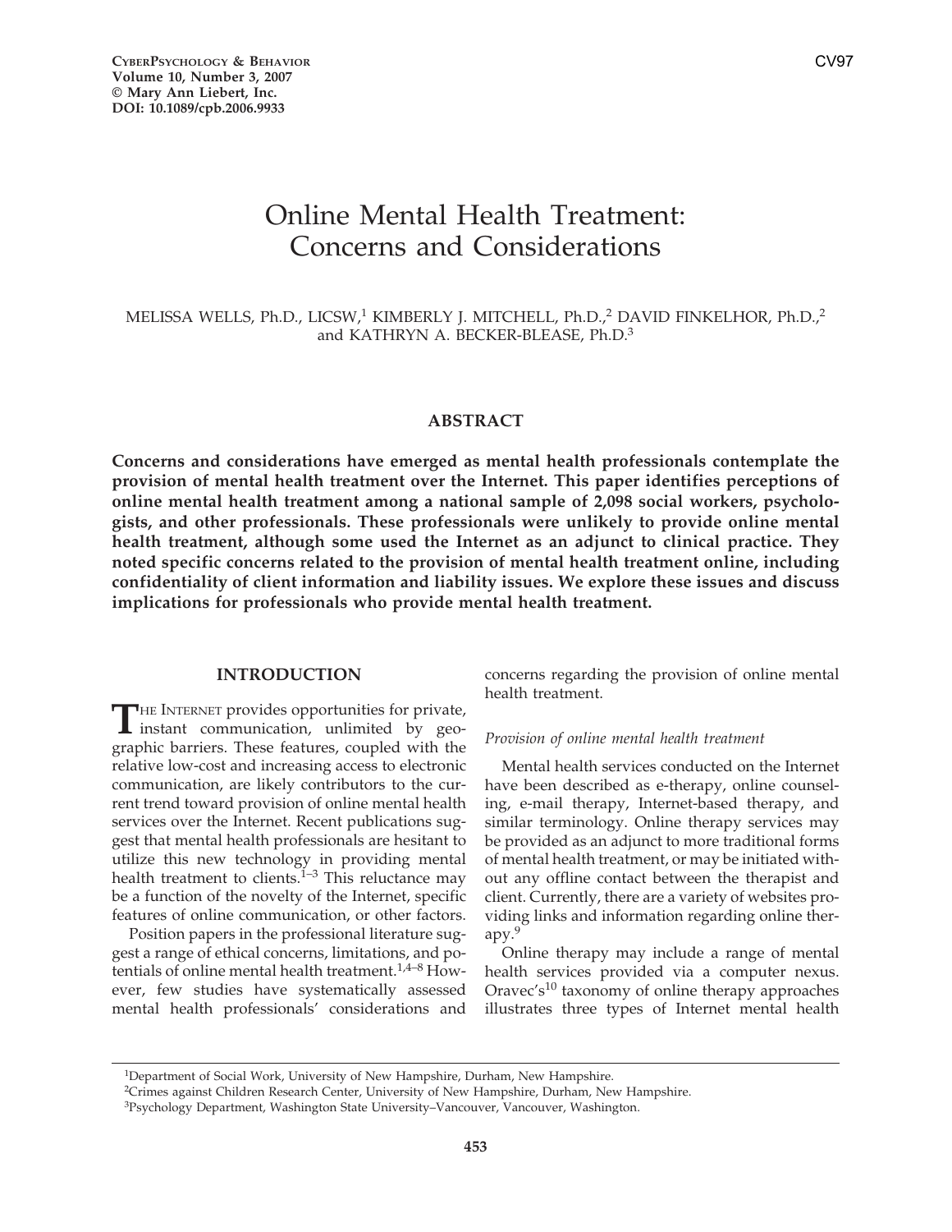# Online Mental Health Treatment: Concerns and Considerations

MELISSA WELLS, Ph.D., LICSW,[1] KIMBERLY J. MITCHELL, Ph.D.,[2] DAVID FINKELHOR, Ph.D.,[2] and KATHRYN A. BECKER-BLEASE, Ph.D.[3]

## ABSTRACT

**Concerns and considerations have emerged as mental health professionals contemplate the provision of mental health treatment over the Internet. This paper identifies perceptions of online mental health treatment among a national sample of 2,098 social workers, psychologists, and other professionals. These professionals were unlikely to provide online mental health treatment, although some used the Internet as an adjunct to clinical practice. They noted specific concerns related to the provision of mental health treatment online, including confidentiality of client information and liability issues. We explore these issues and discuss implications for professionals who provide mental health treatment.**

## INTRODUCTION

The Internet provides opportunities for private, instant communication, unlimited by geographic barriers. These features, coupled with the relative low-cost and increasing access to electronic communication, are likely contributors to the current trend toward provision of online mental health services over the Internet. Recent publications suggest that mental health professionals are hesitant to utilize this new technology in providing mental health treatment to clients.[1–3] This reluctance may be a function of the novelty of the Internet, specific features of online communication, or other factors.

Position papers in the professional literature suggest a range of ethical concerns, limitations, and potentials of online mental health treatment.[1,4–8] However, few studies have systematically assessed mental health professionals' considerations and concerns regarding the provision of online mental health treatment.

### *Provision of online mental health treatment*

Mental health services conducted on the Internet have been described as e-therapy, online counseling, e-mail therapy, Internet-based therapy, and similar terminology. Online therapy services may be provided as an adjunct to more traditional forms of mental health treatment, or may be initiated without any offline contact between the therapist and client. Currently, there are a variety of websites providing links and information regarding online therapy.[9]

Online therapy may include a range of mental health services provided via a computer nexus. Oravec's[10] taxonomy of online therapy approaches illustrates three types of Internet mental health

---

[1]Department of Social Work, University of New Hampshire, Durham, New Hampshire.
[2]Crimes against Children Research Center, University of New Hampshire, Durham, New Hampshire.
[3]Psychology Department, Washington State University–Vancouver, Vancouver, Washington.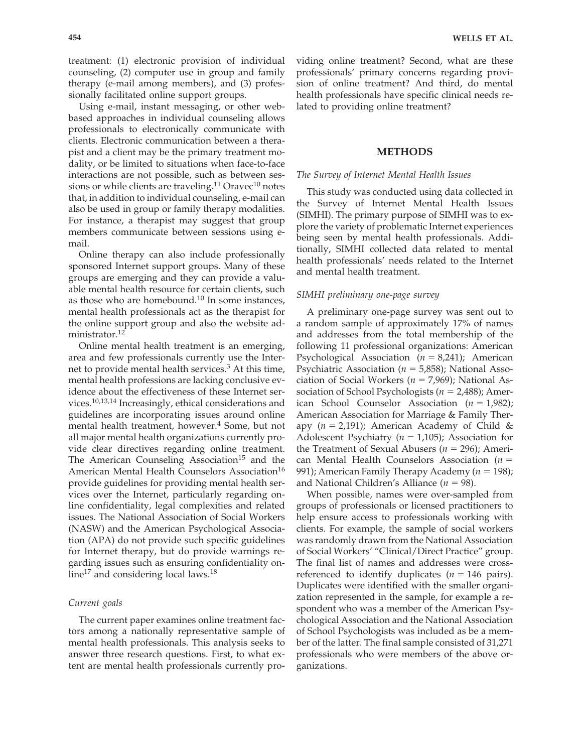treatment: (1) electronic provision of individual counseling, (2) computer use in group and family therapy (e-mail among members), and (3) professionally facilitated online support groups.

Using e-mail, instant messaging, or other web-based approaches in individual counseling allows professionals to electronically communicate with clients. Electronic communication between a therapist and a client may be the primary treatment modality, or be limited to situations when face-to-face interactions are not possible, such as between sessions or while clients are traveling.[11] Oravec[10] notes that, in addition to individual counseling, e-mail can also be used in group or family therapy modalities. For instance, a therapist may suggest that group members communicate between sessions using e-mail.

Online therapy can also include professionally sponsored Internet support groups. Many of these groups are emerging and they can provide a valuable mental health resource for certain clients, such as those who are homebound.[10] In some instances, mental health professionals act as the therapist for the online support group and also the website administrator.[12]

Online mental health treatment is an emerging, area and few professionals currently use the Internet to provide mental health services.[3] At this time, mental health professions are lacking conclusive evidence about the effectiveness of these Internet services.[10,13,14] Increasingly, ethical considerations and guidelines are incorporating issues around online mental health treatment, however.[4] Some, but not all major mental health organizations currently provide clear directives regarding online treatment. The American Counseling Association[15] and the American Mental Health Counselors Association[16] provide guidelines for providing mental health services over the Internet, particularly regarding online confidentiality, legal complexities and related issues. The National Association of Social Workers (NASW) and the American Psychological Association (APA) do not provide such specific guidelines for Internet therapy, but do provide warnings regarding issues such as ensuring confidentiality online[17] and considering local laws.[18]

### *Current goals*

The current paper examines online treatment factors among a nationally representative sample of mental health professionals. This analysis seeks to answer three research questions. First, to what extent are mental health professionals currently providing online treatment? Second, what are these professionals' primary concerns regarding provision of online treatment? And third, do mental health professionals have specific clinical needs related to providing online treatment?

## METHODS

### *The Survey of Internet Mental Health Issues*

This study was conducted using data collected in the Survey of Internet Mental Health Issues (SIMHI). The primary purpose of SIMHI was to explore the variety of problematic Internet experiences being seen by mental health professionals. Additionally, SIMHI collected data related to mental health professionals' needs related to the Internet and mental health treatment.

### *SIMHI preliminary one-page survey*

A preliminary one-page survey was sent out to a random sample of approximately 17% of names and addresses from the total membership of the following 11 professional organizations: American Psychological Association ($n = 8{,}241$); American Psychiatric Association ($n = 5{,}858$); National Association of Social Workers ($n = 7{,}969$); National Association of School Psychologists ($n = 2{,}488$); American School Counselor Association ($n = 1{,}982$); American Association for Marriage & Family Therapy ($n = 2{,}191$); American Academy of Child & Adolescent Psychiatry ($n = 1{,}105$); Association for the Treatment of Sexual Abusers ($n = 296$); American Mental Health Counselors Association ($n = 991$); American Family Therapy Academy ($n = 198$); and National Children's Alliance ($n = 98$).

When possible, names were over-sampled from groups of professionals or licensed practitioners to help ensure access to professionals working with clients. For example, the sample of social workers was randomly drawn from the National Association of Social Workers' "Clinical/Direct Practice" group. The final list of names and addresses were cross-referenced to identify duplicates ($n = 146$ pairs). Duplicates were identified with the smaller organization represented in the sample, for example a respondent who was a member of the American Psychological Association and the National Association of School Psychologists was included as be a member of the latter. The final sample consisted of 31,271 professionals who were members of the above organizations.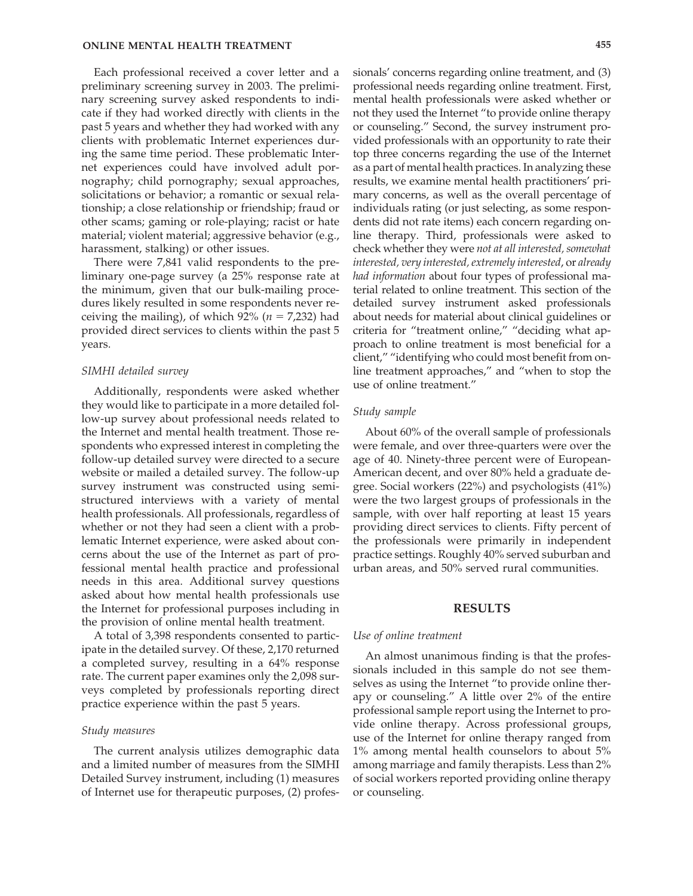Each professional received a cover letter and a preliminary screening survey in 2003. The preliminary screening survey asked respondents to indicate if they had worked directly with clients in the past 5 years and whether they had worked with any clients with problematic Internet experiences during the same time period. These problematic Internet experiences could have involved adult pornography; child pornography; sexual approaches, solicitations or behavior; a romantic or sexual relationship; a close relationship or friendship; fraud or other scams; gaming or role-playing; racist or hate material; violent material; aggressive behavior (e.g., harassment, stalking) or other issues.

There were 7,841 valid respondents to the preliminary one-page survey (a 25% response rate at the minimum, given that our bulk-mailing procedures likely resulted in some respondents never receiving the mailing), of which 92% ($n = 7{,}232$) had provided direct services to clients within the past 5 years.

### *SIMHI detailed survey*

Additionally, respondents were asked whether they would like to participate in a more detailed follow-up survey about professional needs related to the Internet and mental health treatment. Those respondents who expressed interest in completing the follow-up detailed survey were directed to a secure website or mailed a detailed survey. The follow-up survey instrument was constructed using semi-structured interviews with a variety of mental health professionals. All professionals, regardless of whether or not they had seen a client with a problematic Internet experience, were asked about concerns about the use of the Internet as part of professional mental health practice and professional needs in this area. Additional survey questions asked about how mental health professionals use the Internet for professional purposes including in the provision of online mental health treatment.

A total of 3,398 respondents consented to participate in the detailed survey. Of these, 2,170 returned a completed survey, resulting in a 64% response rate. The current paper examines only the 2,098 surveys completed by professionals reporting direct practice experience within the past 5 years.

### *Study measures*

The current analysis utilizes demographic data and a limited number of measures from the SIMHI Detailed Survey instrument, including (1) measures of Internet use for therapeutic purposes, (2) professionals' concerns regarding online treatment, and (3) professional needs regarding online treatment. First, mental health professionals were asked whether or not they used the Internet "to provide online therapy or counseling." Second, the survey instrument provided professionals with an opportunity to rate their top three concerns regarding the use of the Internet as a part of mental health practices. In analyzing these results, we examine mental health practitioners' primary concerns, as well as the overall percentage of individuals rating (or just selecting, as some respondents did not rate items) each concern regarding online therapy. Third, professionals were asked to check whether they were *not at all interested, somewhat interested, very interested, extremely interested*, or *already had information* about four types of professional material related to online treatment. This section of the detailed survey instrument asked professionals about needs for material about clinical guidelines or criteria for "treatment online," "deciding what approach to online treatment is most beneficial for a client," "identifying who could most benefit from online treatment approaches," and "when to stop the use of online treatment."

### *Study sample*

About 60% of the overall sample of professionals were female, and over three-quarters were over the age of 40. Ninety-three percent were of European-American decent, and over 80% held a graduate degree. Social workers (22%) and psychologists (41%) were the two largest groups of professionals in the sample, with over half reporting at least 15 years providing direct services to clients. Fifty percent of the professionals were primarily in independent practice settings. Roughly 40% served suburban and urban areas, and 50% served rural communities.

## RESULTS

### *Use of online treatment*

An almost unanimous finding is that the professionals included in this sample do not see themselves as using the Internet "to provide online therapy or counseling." A little over 2% of the entire professional sample report using the Internet to provide online therapy. Across professional groups, use of the Internet for online therapy ranged from 1% among mental health counselors to about 5% among marriage and family therapists. Less than 2% of social workers reported providing online therapy or counseling.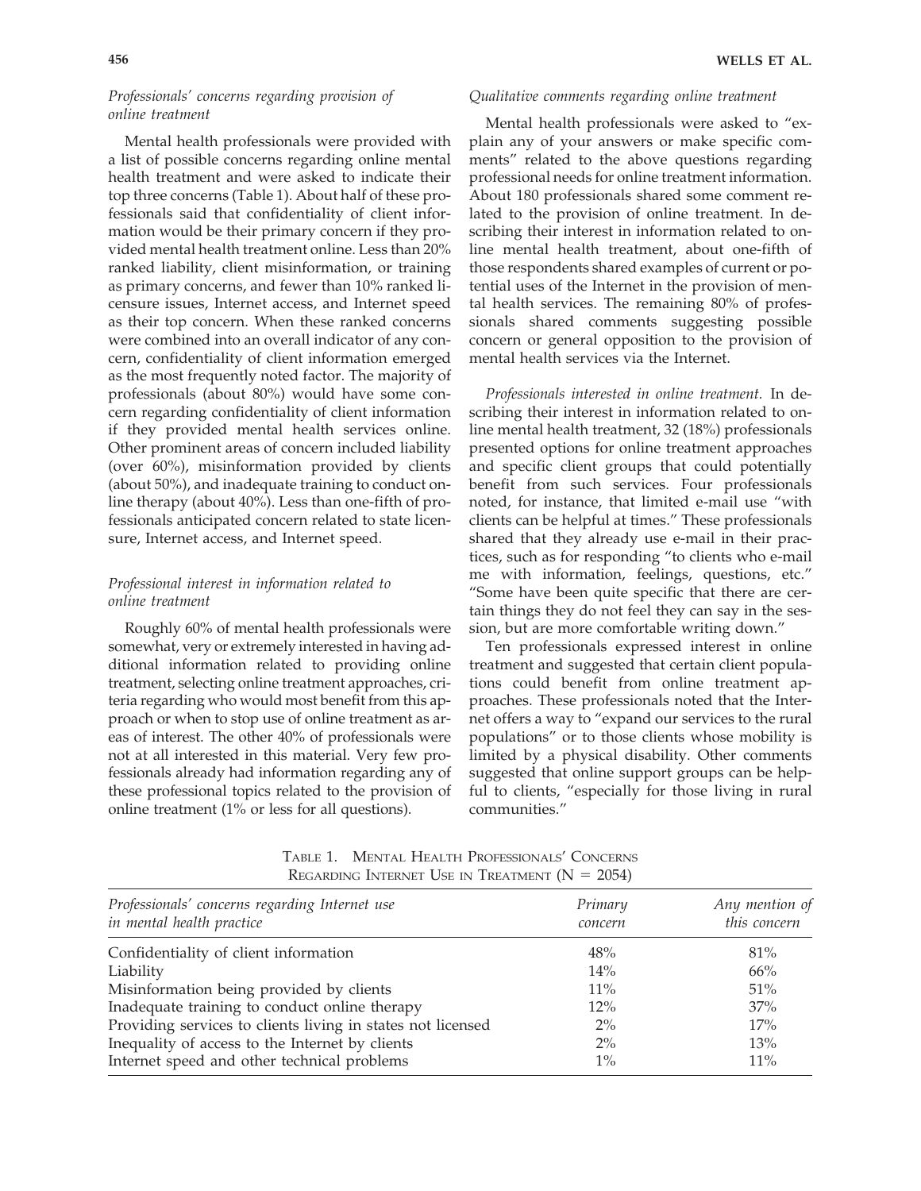### *Professionals' concerns regarding provision of online treatment*

Mental health professionals were provided with a list of possible concerns regarding online mental health treatment and were asked to indicate their top three concerns (Table 1). About half of these professionals said that confidentiality of client information would be their primary concern if they provided mental health treatment online. Less than 20% ranked liability, client misinformation, or training as primary concerns, and fewer than 10% ranked licensure issues, Internet access, and Internet speed as their top concern. When these ranked concerns were combined into an overall indicator of any concern, confidentiality of client information emerged as the most frequently noted factor. The majority of professionals (about 80%) would have some concern regarding confidentiality of client information if they provided mental health services online. Other prominent areas of concern included liability (over 60%), misinformation provided by clients (about 50%), and inadequate training to conduct online therapy (about 40%). Less than one-fifth of professionals anticipated concern related to state licensure, Internet access, and Internet speed.

### *Professional interest in information related to online treatment*

Roughly 60% of mental health professionals were somewhat, very or extremely interested in having additional information related to providing online treatment, selecting online treatment approaches, criteria regarding who would most benefit from this approach or when to stop use of online treatment as areas of interest. The other 40% of professionals were not at all interested in this material. Very few professionals already had information regarding any of these professional topics related to the provision of online treatment (1% or less for all questions).

### *Qualitative comments regarding online treatment*

Mental health professionals were asked to "explain any of your answers or make specific comments" related to the above questions regarding professional needs for online treatment information. About 180 professionals shared some comment related to the provision of online treatment. In describing their interest in information related to online mental health treatment, about one-fifth of those respondents shared examples of current or potential uses of the Internet in the provision of mental health services. The remaining 80% of professionals shared comments suggesting possible concern or general opposition to the provision of mental health services via the Internet.

*Professionals interested in online treatment.* In describing their interest in information related to online mental health treatment, 32 (18%) professionals presented options for online treatment approaches and specific client groups that could potentially benefit from such services. Four professionals noted, for instance, that limited e-mail use "with clients can be helpful at times." These professionals shared that they already use e-mail in their practices, such as for responding "to clients who e-mail me with information, feelings, questions, etc." "Some have been quite specific that there are certain things they do not feel they can say in the session, but are more comfortable writing down."

Ten professionals expressed interest in online treatment and suggested that certain client populations could benefit from online treatment approaches. These professionals noted that the Internet offers a way to "expand our services to the rural populations" or to those clients whose mobility is limited by a physical disability. Other comments suggested that online support groups can be helpful to clients, "especially for those living in rural communities."

TABLE 1. MENTAL HEALTH PROFESSIONALS' CONCERNS REGARDING INTERNET USE IN TREATMENT (N = 2054)

| *Professionals' concerns regarding Internet use in mental health practice* | *Primary concern* | *Any mention of this concern* |
|---|---|---|
| Confidentiality of client information | 48% | 81% |
| Liability | 14% | 66% |
| Misinformation being provided by clients | 11% | 51% |
| Inadequate training to conduct online therapy | 12% | 37% |
| Providing services to clients living in states not licensed | 2% | 17% |
| Inequality of access to the Internet by clients | 2% | 13% |
| Internet speed and other technical problems | 1% | 11% |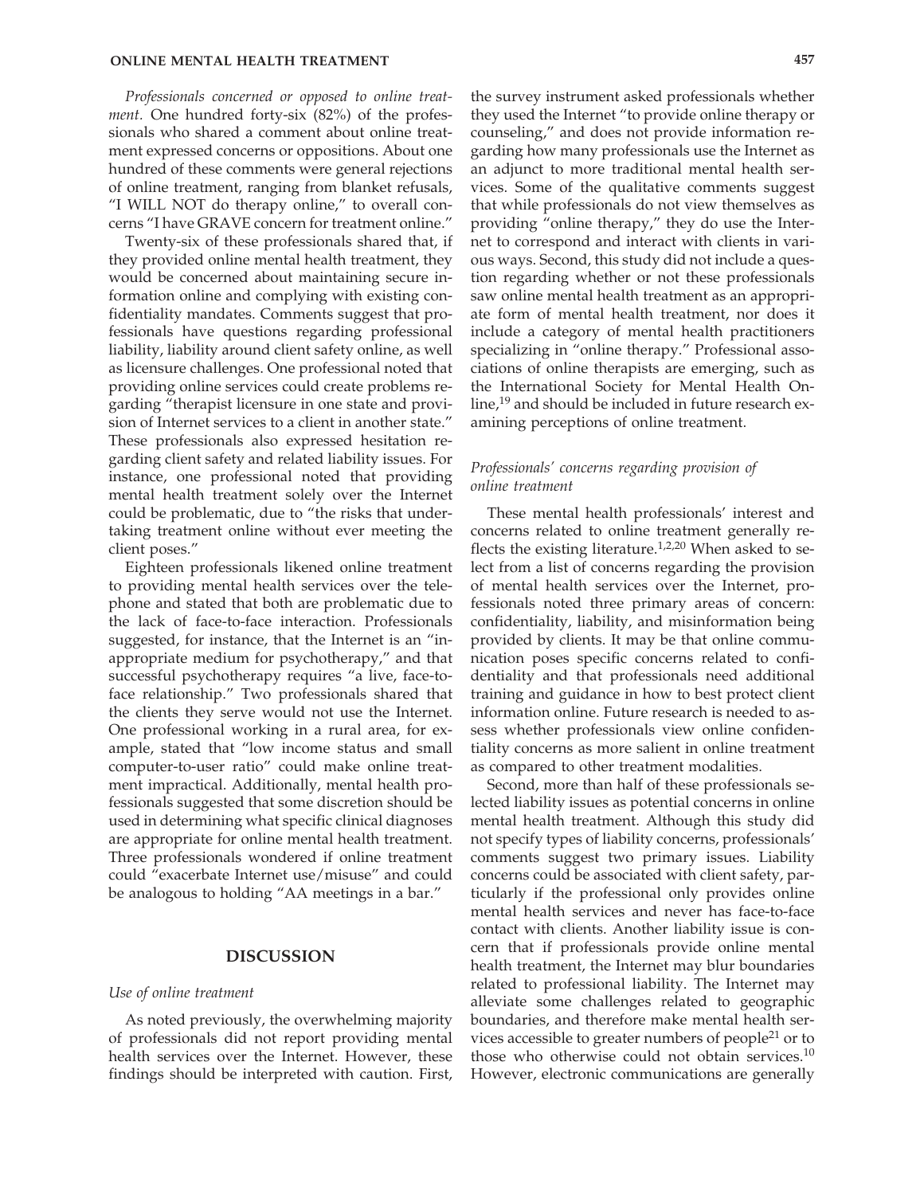*Professionals concerned or opposed to online treatment.* One hundred forty-six (82%) of the professionals who shared a comment about online treatment expressed concerns or oppositions. About one hundred of these comments were general rejections of online treatment, ranging from blanket refusals, "I WILL NOT do therapy online," to overall concerns "I have GRAVE concern for treatment online."

Twenty-six of these professionals shared that, if they provided online mental health treatment, they would be concerned about maintaining secure information online and complying with existing confidentiality mandates. Comments suggest that professionals have questions regarding professional liability, liability around client safety online, as well as licensure challenges. One professional noted that providing online services could create problems regarding "therapist licensure in one state and provision of Internet services to a client in another state." These professionals also expressed hesitation regarding client safety and related liability issues. For instance, one professional noted that providing mental health treatment solely over the Internet could be problematic, due to "the risks that undertaking treatment online without ever meeting the client poses."

Eighteen professionals likened online treatment to providing mental health services over the telephone and stated that both are problematic due to the lack of face-to-face interaction. Professionals suggested, for instance, that the Internet is an "inappropriate medium for psychotherapy," and that successful psychotherapy requires "a live, face-to-face relationship." Two professionals shared that the clients they serve would not use the Internet. One professional working in a rural area, for example, stated that "low income status and small computer-to-user ratio" could make online treatment impractical. Additionally, mental health professionals suggested that some discretion should be used in determining what specific clinical diagnoses are appropriate for online mental health treatment. Three professionals wondered if online treatment could "exacerbate Internet use/misuse" and could be analogous to holding "AA meetings in a bar."

## DISCUSSION

### *Use of online treatment*

As noted previously, the overwhelming majority of professionals did not report providing mental health services over the Internet. However, these findings should be interpreted with caution. First, the survey instrument asked professionals whether they used the Internet "to provide online therapy or counseling," and does not provide information regarding how many professionals use the Internet as an adjunct to more traditional mental health services. Some of the qualitative comments suggest that while professionals do not view themselves as providing "online therapy," they do use the Internet to correspond and interact with clients in various ways. Second, this study did not include a question regarding whether or not these professionals saw online mental health treatment as an appropriate form of mental health treatment, nor does it include a category of mental health practitioners specializing in "online therapy." Professional associations of online therapists are emerging, such as the International Society for Mental Health Online,[19] and should be included in future research examining perceptions of online treatment.

### *Professionals' concerns regarding provision of online treatment*

These mental health professionals' interest and concerns related to online treatment generally reflects the existing literature.[1,2,20] When asked to select from a list of concerns regarding the provision of mental health services over the Internet, professionals noted three primary areas of concern: confidentiality, liability, and misinformation being provided by clients. It may be that online communication poses specific concerns related to confidentiality and that professionals need additional training and guidance in how to best protect client information online. Future research is needed to assess whether professionals view online confidentiality concerns as more salient in online treatment as compared to other treatment modalities.

Second, more than half of these professionals selected liability issues as potential concerns in online mental health treatment. Although this study did not specify types of liability concerns, professionals' comments suggest two primary issues. Liability concerns could be associated with client safety, particularly if the professional only provides online mental health services and never has face-to-face contact with clients. Another liability issue is concern that if professionals provide online mental health treatment, the Internet may blur boundaries related to professional liability. The Internet may alleviate some challenges related to geographic boundaries, and therefore make mental health services accessible to greater numbers of people[21] or to those who otherwise could not obtain services.[10] However, electronic communications are generally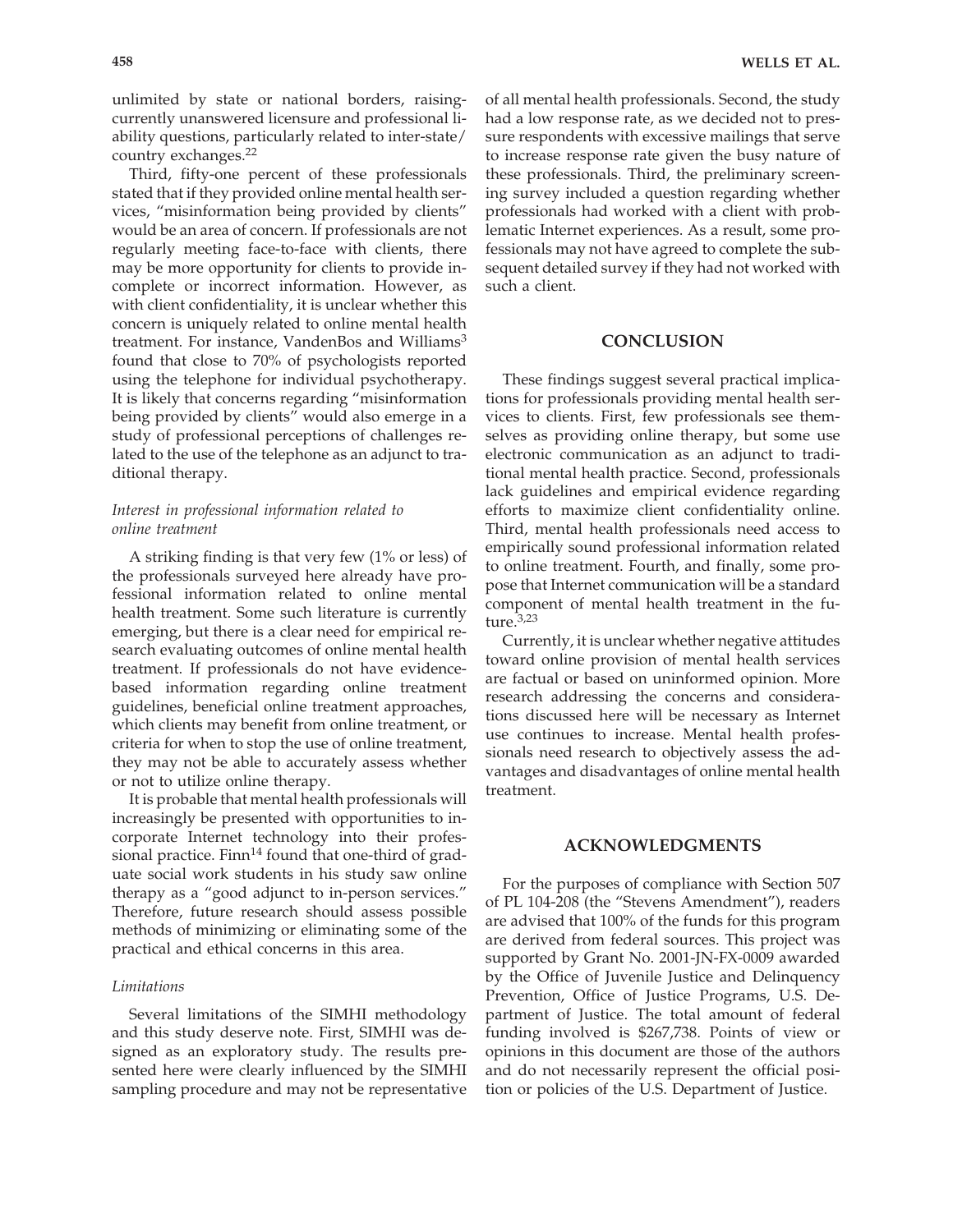unlimited by state or national borders, raising currently unanswered licensure and professional liability questions, particularly related to inter-state/country exchanges.[22]

Third, fifty-one percent of these professionals stated that if they provided online mental health services, "misinformation being provided by clients" would be an area of concern. If professionals are not regularly meeting face-to-face with clients, there may be more opportunity for clients to provide incomplete or incorrect information. However, as with client confidentiality, it is unclear whether this concern is uniquely related to online mental health treatment. For instance, VandenBos and Williams[3] found that close to 70% of psychologists reported using the telephone for individual psychotherapy. It is likely that concerns regarding "misinformation being provided by clients" would also emerge in a study of professional perceptions of challenges related to the use of the telephone as an adjunct to traditional therapy.

### *Interest in professional information related to online treatment*

A striking finding is that very few (1% or less) of the professionals surveyed here already have professional information related to online mental health treatment. Some such literature is currently emerging, but there is a clear need for empirical research evaluating outcomes of online mental health treatment. If professionals do not have evidence-based information regarding online treatment guidelines, beneficial online treatment approaches, which clients may benefit from online treatment, or criteria for when to stop the use of online treatment, they may not be able to accurately assess whether or not to utilize online therapy.

It is probable that mental health professionals will increasingly be presented with opportunities to incorporate Internet technology into their professional practice. Finn[14] found that one-third of graduate social work students in his study saw online therapy as a "good adjunct to in-person services." Therefore, future research should assess possible methods of minimizing or eliminating some of the practical and ethical concerns in this area.

### *Limitations*

Several limitations of the SIMHI methodology and this study deserve note. First, SIMHI was designed as an exploratory study. The results presented here were clearly influenced by the SIMHI sampling procedure and may not be representative of all mental health professionals. Second, the study had a low response rate, as we decided not to pressure respondents with excessive mailings that serve to increase response rate given the busy nature of these professionals. Third, the preliminary screening survey included a question regarding whether professionals had worked with a client with problematic Internet experiences. As a result, some professionals may not have agreed to complete the subsequent detailed survey if they had not worked with such a client.

## CONCLUSION

These findings suggest several practical implications for professionals providing mental health services to clients. First, few professionals see themselves as providing online therapy, but some use electronic communication as an adjunct to traditional mental health practice. Second, professionals lack guidelines and empirical evidence regarding efforts to maximize client confidentiality online. Third, mental health professionals need access to empirically sound professional information related to online treatment. Fourth, and finally, some propose that Internet communication will be a standard component of mental health treatment in the future.[3,23]

Currently, it is unclear whether negative attitudes toward online provision of mental health services are factual or based on uninformed opinion. More research addressing the concerns and considerations discussed here will be necessary as Internet use continues to increase. Mental health professionals need research to objectively assess the advantages and disadvantages of online mental health treatment.

## ACKNOWLEDGMENTS

For the purposes of compliance with Section 507 of PL 104-208 (the "Stevens Amendment"), readers are advised that 100% of the funds for this program are derived from federal sources. This project was supported by Grant No. 2001-JN-FX-0009 awarded by the Office of Juvenile Justice and Delinquency Prevention, Office of Justice Programs, U.S. Department of Justice. The total amount of federal funding involved is $267,738. Points of view or opinions in this document are those of the authors and do not necessarily represent the official position or policies of the U.S. Department of Justice.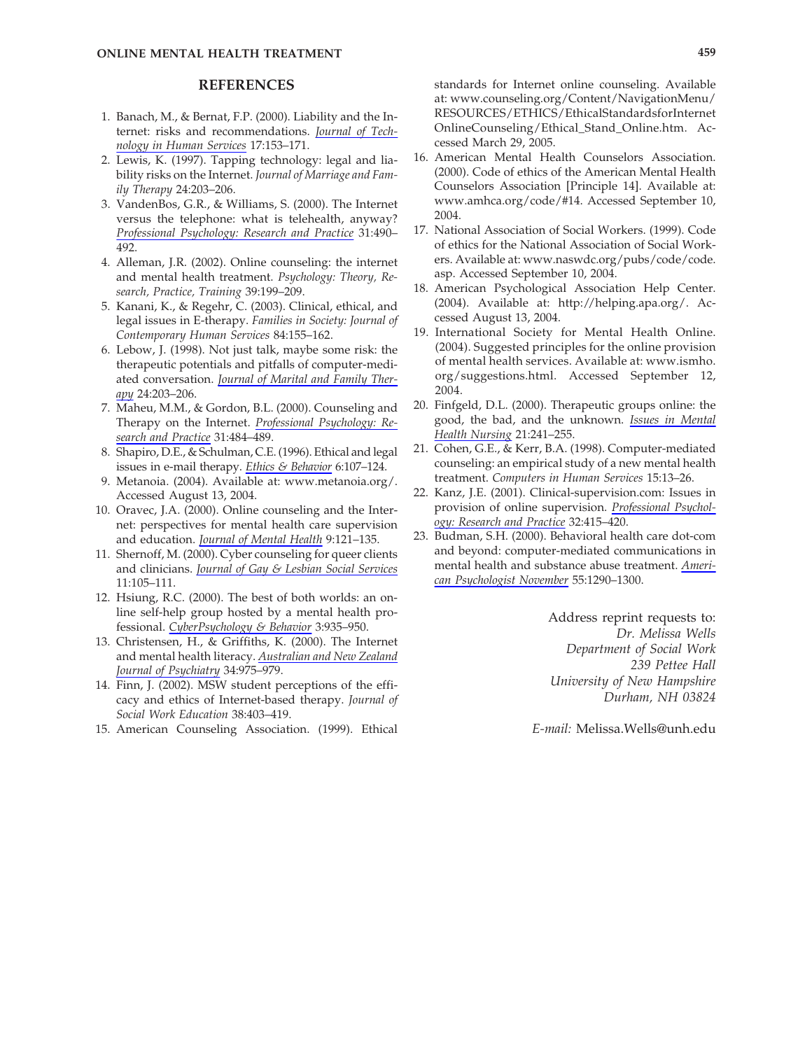## REFERENCES

1. Banach, M., & Bernat, F.P. (2000). Liability and the Internet: risks and recommendations. *Journal of Technology in Human Services* 17:153–171.
2. Lewis, K. (1997). Tapping technology: legal and liability risks on the Internet. *Journal of Marriage and Family Therapy* 24:203–206.
3. VandenBos, G.R., & Williams, S. (2000). The Internet versus the telephone: what is telehealth, anyway? *Professional Psychology: Research and Practice* 31:490–492.
4. Alleman, J.R. (2002). Online counseling: the internet and mental health treatment. *Psychology: Theory, Research, Practice, Training* 39:199–209.
5. Kanani, K., & Regehr, C. (2003). Clinical, ethical, and legal issues in E-therapy. *Families in Society: Journal of Contemporary Human Services* 84:155–162.
6. Lebow, J. (1998). Not just talk, maybe some risk: the therapeutic potentials and pitfalls of computer-mediated conversation. *Journal of Marital and Family Therapy* 24:203–206.
7. Maheu, M.M., & Gordon, B.L. (2000). Counseling and Therapy on the Internet. *Professional Psychology: Research and Practice* 31:484–489.
8. Shapiro, D.E., & Schulman, C.E. (1996). Ethical and legal issues in e-mail therapy. *Ethics & Behavior* 6:107–124.
9. Metanoia. (2004). Available at: www.metanoia.org/. Accessed August 13, 2004.
10. Oravec, J.A. (2000). Online counseling and the Internet: perspectives for mental health care supervision and education. *Journal of Mental Health* 9:121–135.
11. Shernoff, M. (2000). Cyber counseling for queer clients and clinicians. *Journal of Gay & Lesbian Social Services* 11:105–111.
12. Hsiung, R.C. (2000). The best of both worlds: an online self-help group hosted by a mental health professional. *CyberPsychology & Behavior* 3:935–950.
13. Christensen, H., & Griffiths, K. (2000). The Internet and mental health literacy. *Australian and New Zealand Journal of Psychiatry* 34:975–979.
14. Finn, J. (2002). MSW student perceptions of the efficacy and ethics of Internet-based therapy. *Journal of Social Work Education* 38:403–419.
15. American Counseling Association. (1999). Ethical standards for Internet online counseling. Available at: www.counseling.org/Content/NavigationMenu/RESOURCES/ETHICS/EthicalStandardsforInternetOnlineCounseling/Ethical_Stand_Online.htm. Accessed March 29, 2005.
16. American Mental Health Counselors Association. (2000). Code of ethics of the American Mental Health Counselors Association [Principle 14]. Available at: www.amhca.org/code/#14. Accessed September 10, 2004.
17. National Association of Social Workers. (1999). Code of ethics for the National Association of Social Workers. Available at: www.naswdc.org/pubs/code/code.asp. Accessed September 10, 2004.
18. American Psychological Association Help Center. (2004). Available at: http://helping.apa.org/. Accessed August 13, 2004.
19. International Society for Mental Health Online. (2004). Suggested principles for the online provision of mental health services. Available at: www.ismho.org/suggestions.html. Accessed September 12, 2004.
20. Finfgeld, D.L. (2000). Therapeutic groups online: the good, the bad, and the unknown. *Issues in Mental Health Nursing* 21:241–255.
21. Cohen, G.E., & Kerr, B.A. (1998). Computer-mediated counseling: an empirical study of a new mental health treatment. *Computers in Human Services* 15:13–26.
22. Kanz, J.E. (2001). Clinical-supervision.com: Issues in provision of online supervision. *Professional Psychology: Research and Practice* 32:415–420.
23. Budman, S.H. (2000). Behavioral health care dot-com and beyond: computer-mediated communications in mental health and substance abuse treatment. *American Psychologist November* 55:1290–1300.

Address reprint requests to:
*Dr. Melissa Wells*
*Department of Social Work*
*239 Pettee Hall*
*University of New Hampshire*
*Durham, NH 03824*

*E-mail:* Melissa.Wells@unh.edu